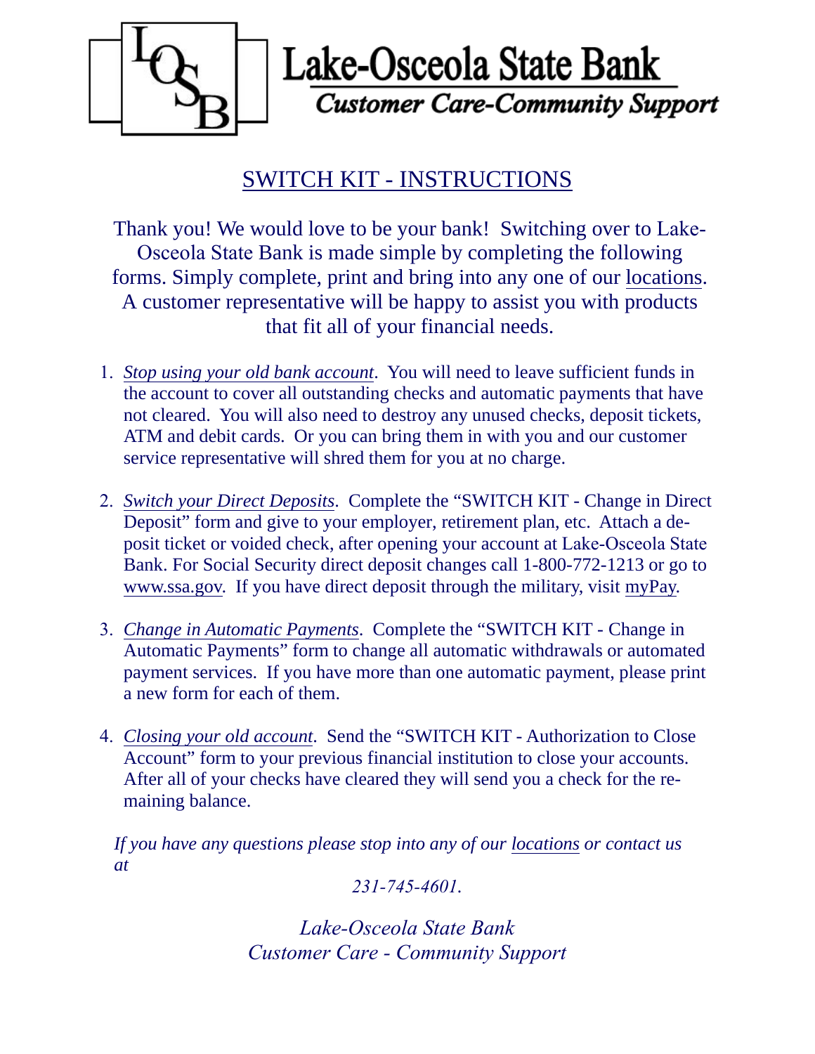# Lake-Osceola State Bank

*Customer Care-Community Support*

## SWITCH KIT - INSTRUCTIONS

Thank you! We would love to be your bank! Switching over to Lake-Osceola State Bank is made simple by completing the following forms. Simply complete, print and bring into any one of our locations. A customer representative will be happy to assist you with products that fit all of your financial needs.

1. *Stop using your old bank account*. You will need to leave sufficient funds in the account to cover all outstanding checks and automatic payments that have not cleared. You will also need to destroy any unused checks, deposit tickets, ATM and debit cards. Or you can bring them in with you and our customer service representative will shred them for you at no charge.

2. *Switch your Direct Deposits*. Complete the "SWITCH KIT - Change in Direct Deposit" form and give to your employer, retirement plan, etc. Attach a deposit ticket or voided check, after opening your account at Lake-Osceola State Bank. For Social Security direct deposit changes call 1-800-772-1213 or go to www.ssa.gov. If you have direct deposit through the military, visit myPay.

3. *Change in Automatic Payments*. Complete the "SWITCH KIT - Change in Automatic Payments" form to change all automatic withdrawals or automated payment services. If you have more than one automatic payment, please print a new form for each of them.

4. *Closing your old account*. Send the "SWITCH KIT - Authorization to Close Account" form to your previous financial institution to close your accounts. After all of your checks have cleared they will send you a check for the remaining balance.

*If you have any questions please stop into any of our locations or contact us at*

*231-745-4601.*

*Lake-Osceola State Bank*
*Customer Care - Community Support*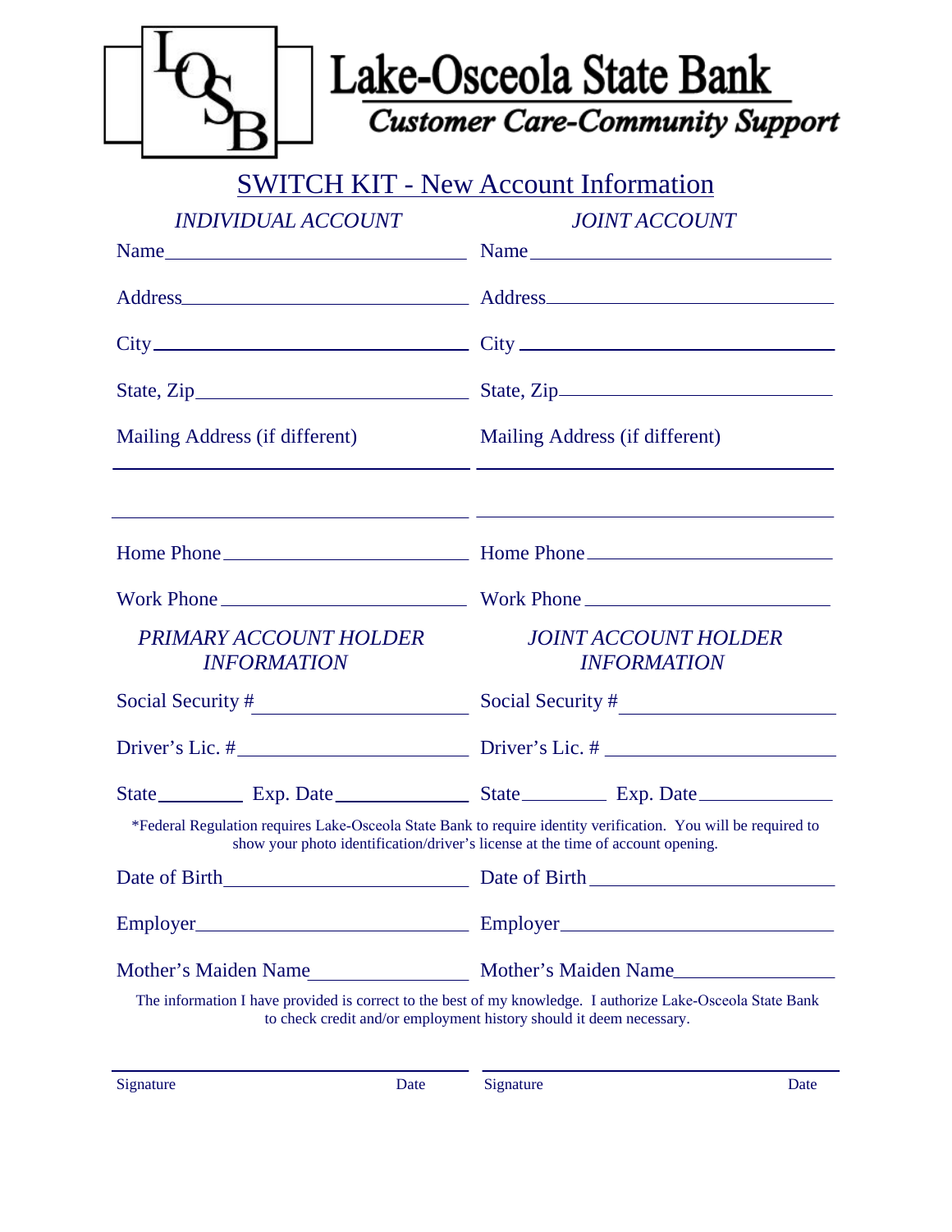# Lake-Osceola State Bank

*Customer Care-Community Support*

## SWITCH KIT - New Account Information

| *INDIVIDUAL ACCOUNT* | *JOINT ACCOUNT* |
|---|---|
| Name ____________________ | Name ____________________ |
| Address ____________________ | Address ____________________ |
| City ____________________ | City ____________________ |
| State, Zip ____________________ | State, Zip ____________________ |
| Mailing Address (if different) ____________________ ____________________ | Mailing Address (if different) ____________________ ____________________ |
| Home Phone ____________________ | Home Phone ____________________ |
| Work Phone ____________________ | Work Phone ____________________ |

| *PRIMARY ACCOUNT HOLDER INFORMATION* | *JOINT ACCOUNT HOLDER INFORMATION* |
|---|---|
| Social Security # ____________________ | Social Security # ____________________ |
| Driver's Lic. # ____________________ | Driver's Lic. # ____________________ |
| State ________ Exp. Date ____________ | State ________ Exp. Date ____________ |

*Federal Regulation requires Lake-Osceola State Bank to require identity verification. You will be required to show your photo identification/driver's license at the time of account opening.

| | |
|---|---|
| Date of Birth ____________________ | Date of Birth ____________________ |
| Employer ____________________ | Employer ____________________ |
| Mother's Maiden Name ____________________ | Mother's Maiden Name ____________________ |

The information I have provided is correct to the best of my knowledge. I authorize Lake-Osceola State Bank to check credit and/or employment history should it deem necessary.

| | |
|---|---|
| ____________________ Signature Date | ____________________ Signature Date |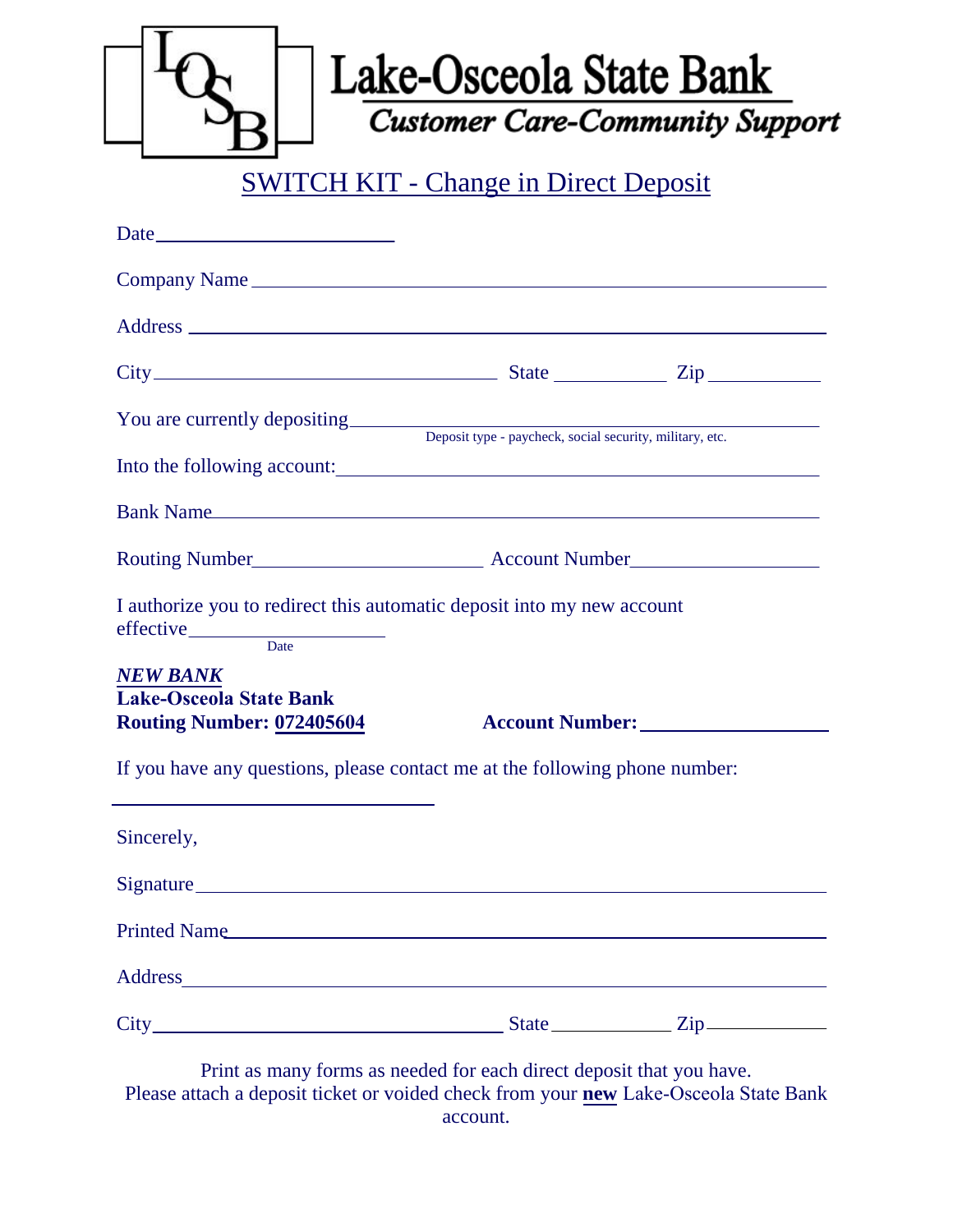# Lake-Osceola State Bank

*Customer Care-Community Support*

## SWITCH KIT - Change in Direct Deposit

Date\_\_\_\_\_\_\_\_\_\_\_\_\_\_\_\_\_\_\_\_\_\_\_\_

Company Name\_\_\_\_\_\_\_\_\_\_\_\_\_\_\_\_\_\_\_\_\_\_\_\_\_\_\_\_\_\_\_\_\_\_\_\_\_\_\_\_\_\_\_\_\_\_\_\_\_\_\_\_\_\_\_\_

Address \_\_\_\_\_\_\_\_\_\_\_\_\_\_\_\_\_\_\_\_\_\_\_\_\_\_\_\_\_\_\_\_\_\_\_\_\_\_\_\_\_\_\_\_\_\_\_\_\_\_\_\_\_\_\_\_\_\_\_\_

City\_\_\_\_\_\_\_\_\_\_\_\_\_\_\_\_\_\_\_\_\_\_\_\_\_\_\_\_\_\_\_\_\_\_\_ State \_\_\_\_\_\_\_\_\_\_\_ Zip \_\_\_\_\_\_\_\_\_\_\_

You are currently depositing\_\_\_\_\_\_\_\_\_\_\_\_\_\_\_\_\_\_\_\_\_\_\_\_\_\_\_\_\_\_\_\_\_\_\_\_\_\_\_\_\_\_\_\_\_
Deposit type - paycheck, social security, military, etc.

Into the following account:\_\_\_\_\_\_\_\_\_\_\_\_\_\_\_\_\_\_\_\_\_\_\_\_\_\_\_\_\_\_\_\_\_\_\_\_\_\_\_\_\_\_\_\_\_\_

Bank Name\_\_\_\_\_\_\_\_\_\_\_\_\_\_\_\_\_\_\_\_\_\_\_\_\_\_\_\_\_\_\_\_\_\_\_\_\_\_\_\_\_\_\_\_\_\_\_\_\_\_\_\_\_\_\_\_\_\_\_\_

Routing Number\_\_\_\_\_\_\_\_\_\_\_\_\_\_\_\_\_\_\_\_\_\_\_ Account Number\_\_\_\_\_\_\_\_\_\_\_\_\_\_\_\_\_\_\_

I authorize you to redirect this automatic deposit into my new account effective\_\_\_\_\_\_\_\_\_\_\_\_\_\_\_\_\_\_\_\_
Date

***NEW BANK***
**Lake-Osceola State Bank**
**Routing Number: 072405604** **Account Number:** \_\_\_\_\_\_\_\_\_\_\_\_\_\_\_\_\_\_\_

If you have any questions, please contact me at the following phone number:

\_\_\_\_\_\_\_\_\_\_\_\_\_\_\_\_\_\_\_\_\_\_\_\_\_\_\_\_\_\_\_\_

Sincerely,

Signature\_\_\_\_\_\_\_\_\_\_\_\_\_\_\_\_\_\_\_\_\_\_\_\_\_\_\_\_\_\_\_\_\_\_\_\_\_\_\_\_\_\_\_\_\_\_\_\_\_\_\_\_\_\_\_\_\_\_\_\_\_\_

Printed Name\_\_\_\_\_\_\_\_\_\_\_\_\_\_\_\_\_\_\_\_\_\_\_\_\_\_\_\_\_\_\_\_\_\_\_\_\_\_\_\_\_\_\_\_\_\_\_\_\_\_\_\_\_\_\_\_\_\_\_

Address\_\_\_\_\_\_\_\_\_\_\_\_\_\_\_\_\_\_\_\_\_\_\_\_\_\_\_\_\_\_\_\_\_\_\_\_\_\_\_\_\_\_\_\_\_\_\_\_\_\_\_\_\_\_\_\_\_\_\_\_\_\_\_

City\_\_\_\_\_\_\_\_\_\_\_\_\_\_\_\_\_\_\_\_\_\_\_\_\_\_\_\_\_\_\_\_\_\_\_ State\_\_\_\_\_\_\_\_\_\_\_\_ Zip\_\_\_\_\_\_\_\_\_\_\_\_

Print as many forms as needed for each direct deposit that you have.
Please attach a deposit ticket or voided check from your **new** Lake-Osceola State Bank account.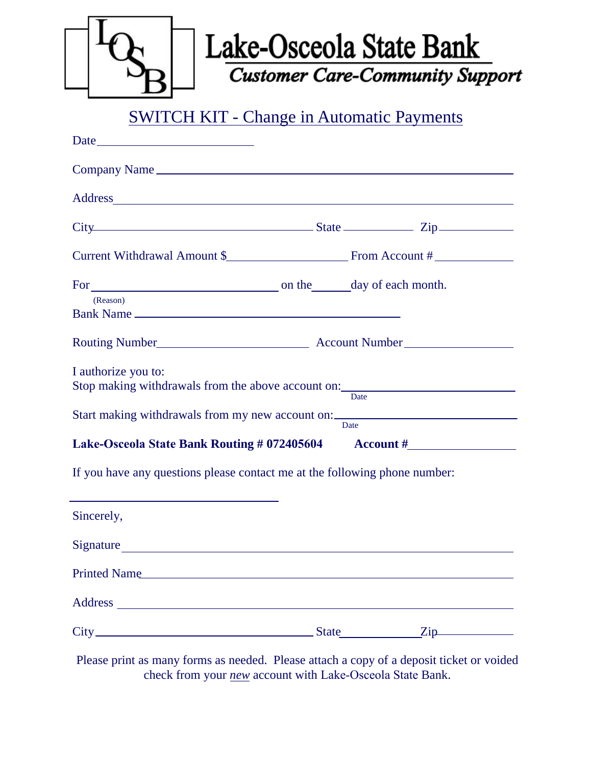# Lake-Osceola State Bank

***Customer Care-Community Support***

## SWITCH KIT - Change in Automatic Payments

Date ________________________

Company Name ______________________________________________________

Address ___________________________________________________________

City ________________________________ State __________ Zip __________

Current Withdrawal Amount $__________________ From Account # ____________

For ____________________________ on the _____ day of each month.
(Reason)

Bank Name ________________________________________

Routing Number _______________________ Account Number ________________

I authorize you to:

Stop making withdrawals from the above account on: ______________________
Date

Start making withdrawals from my new account on: ______________________
Date

**Lake-Osceola State Bank Routing # 072405604 Account #________________**

If you have any questions please contact me at the following phone number:

________________________________

Sincerely,

Signature _________________________________________________________

Printed Name ______________________________________________________

Address __________________________________________________________

City ________________________________ State ____________ Zip __________

Please print as many forms as needed. Please attach a copy of a deposit ticket or voided check from your *new* account with Lake-Osceola State Bank.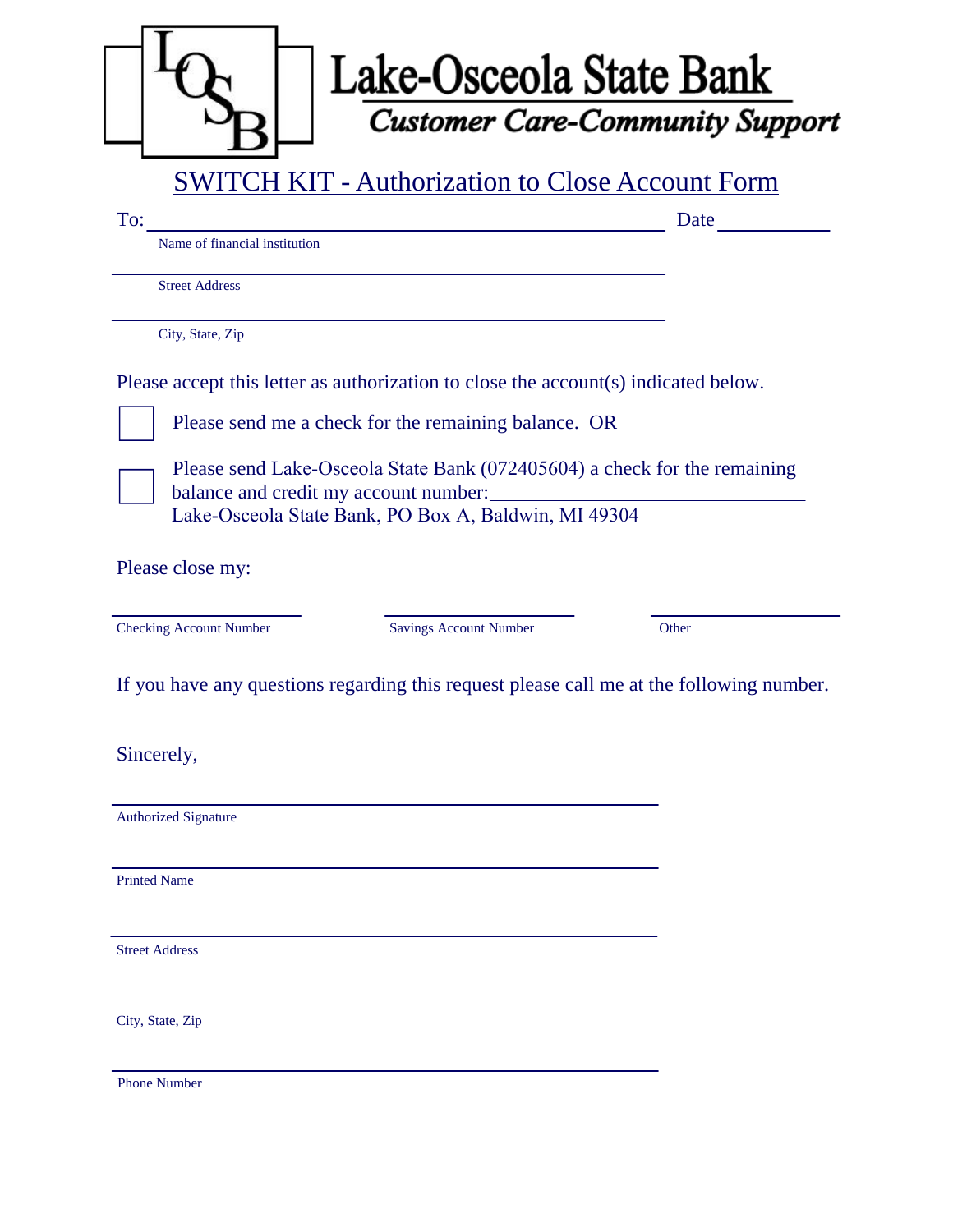# Lake-Osceola State Bank

*Customer Care-Community Support*

## SWITCH KIT - Authorization to Close Account Form

To: ______________________________________________ Date __________

Name of financial institution

______________________________________________

Street Address

______________________________________________

City, State, Zip

Please accept this letter as authorization to close the account(s) indicated below.

☐ Please send me a check for the remaining balance. OR

☐ Please send Lake-Osceola State Bank (072405604) a check for the remaining balance and credit my account number:______________________________
Lake-Osceola State Bank, PO Box A, Baldwin, MI 49304

Please close my:

| | | |
|---|---|---|
| ________________ | ________________ | ________________ |
| Checking Account Number | Savings Account Number | Other |

If you have any questions regarding this request please call me at the following number.

Sincerely,

______________________________________________

Authorized Signature

______________________________________________

Printed Name

______________________________________________

Street Address

______________________________________________

City, State, Zip

______________________________________________

Phone Number